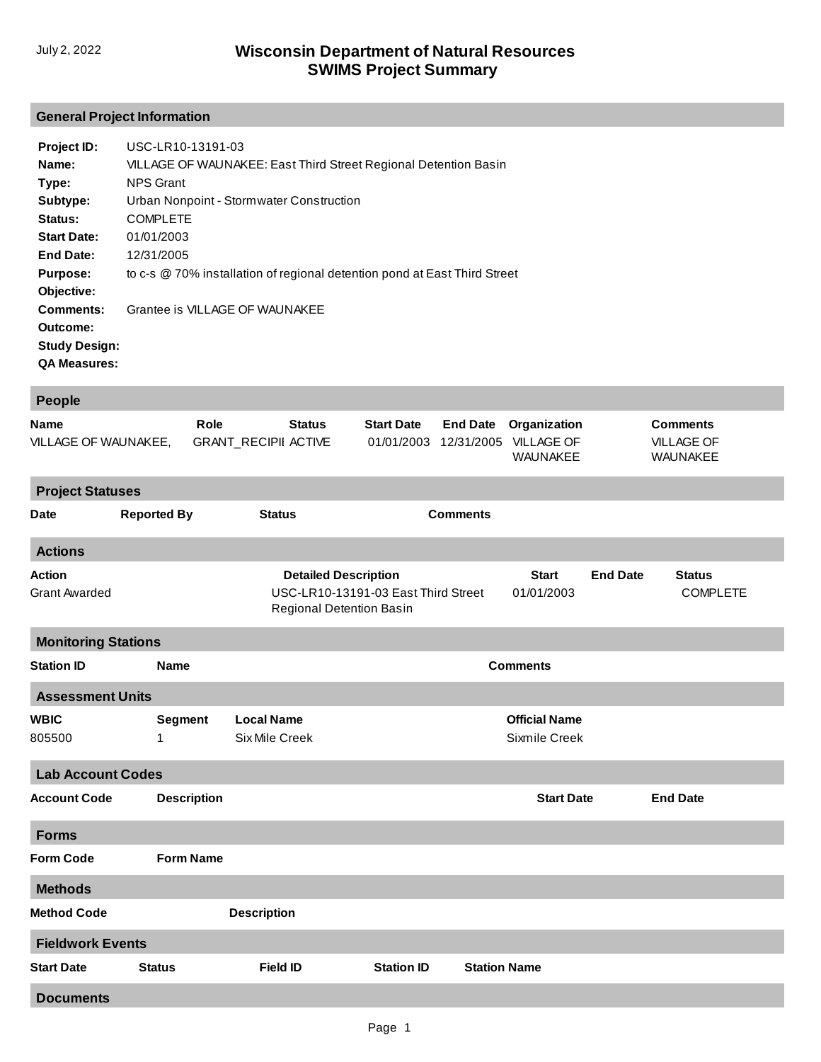July 2, 2022

# Wisconsin Department of Natural Resources
# SWIMS Project Summary

## General Project Information

**Project ID:** USC-LR10-13191-03
**Name:** VILLAGE OF WAUNAKEE: East Third Street Regional Detention Basin
**Type:** NPS Grant
**Subtype:** Urban Nonpoint - Stormwater Construction
**Status:** COMPLETE
**Start Date:** 01/01/2003
**End Date:** 12/31/2005
**Purpose:** to c-s @ 70% installation of regional detention pond at East Third Street
**Objective:**
**Comments:** Grantee is VILLAGE OF WAUNAKEE
**Outcome:**
**Study Design:**
**QA Measures:**

## People

| Name | Role | Status | Start Date | End Date | Organization | Comments |
|---|---|---|---|---|---|---|
| VILLAGE OF WAUNAKEE, | GRANT_RECIPII | ACTIVE | 01/01/2003 | 12/31/2005 | VILLAGE OF WAUNAKEE | VILLAGE OF WAUNAKEE |

## Project Statuses

| Date | Reported By | Status | Comments |
|---|---|---|---|

## Actions

| Action | Detailed Description | Start | End Date | Status |
|---|---|---|---|---|
| Grant Awarded | USC-LR10-13191-03 East Third Street Regional Detention Basin | 01/01/2003 | | COMPLETE |

## Monitoring Stations

| Station ID | Name | Comments |
|---|---|---|

## Assessment Units

| WBIC | Segment | Local Name | Official Name |
|---|---|---|---|
| 805500 | 1 | Six Mile Creek | Sixmile Creek |

## Lab Account Codes

| Account Code | Description | Start Date | End Date |
|---|---|---|---|

## Forms

| Form Code | Form Name |
|---|---|

## Methods

| Method Code | Description |
|---|---|

## Fieldwork Events

| Start Date | Status | Field ID | Station ID | Station Name |
|---|---|---|---|---|

## Documents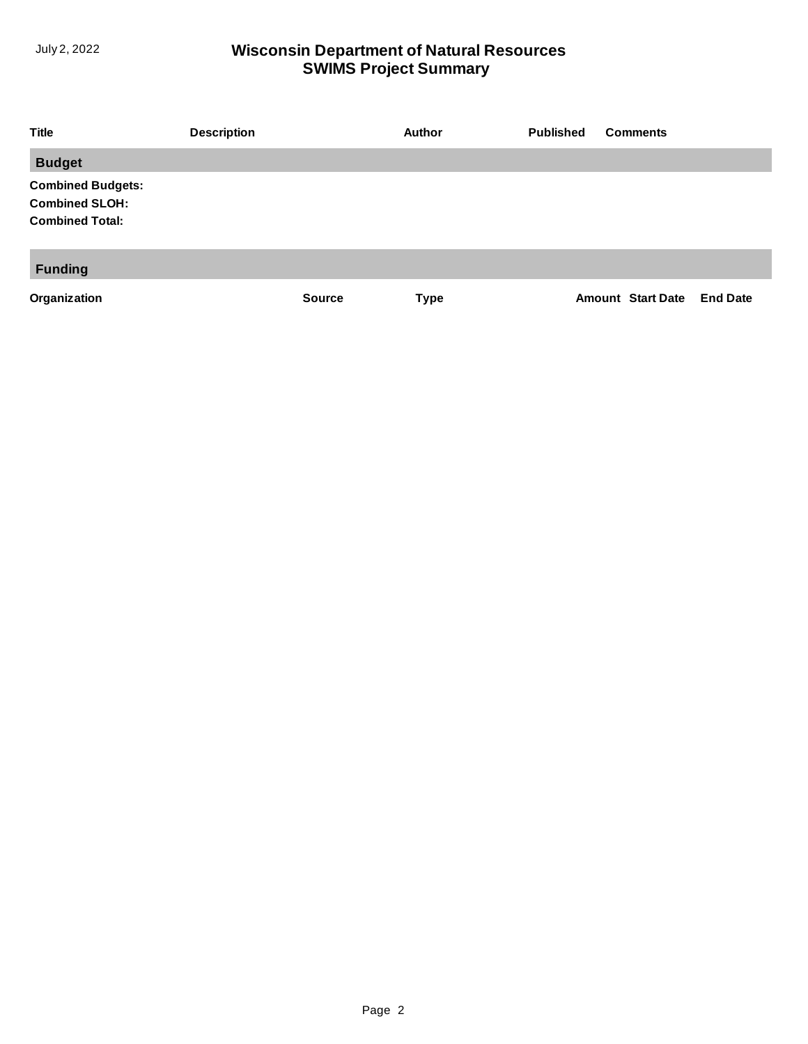| Title | Description | Author | Published | Comments |
|---|---|---|---|---|

## Budget

**Combined Budgets:**

**Combined SLOH:**

**Combined Total:**

## Funding

| Organization | Source | Type | Amount | Start Date | End Date |
|---|---|---|---|---|---|